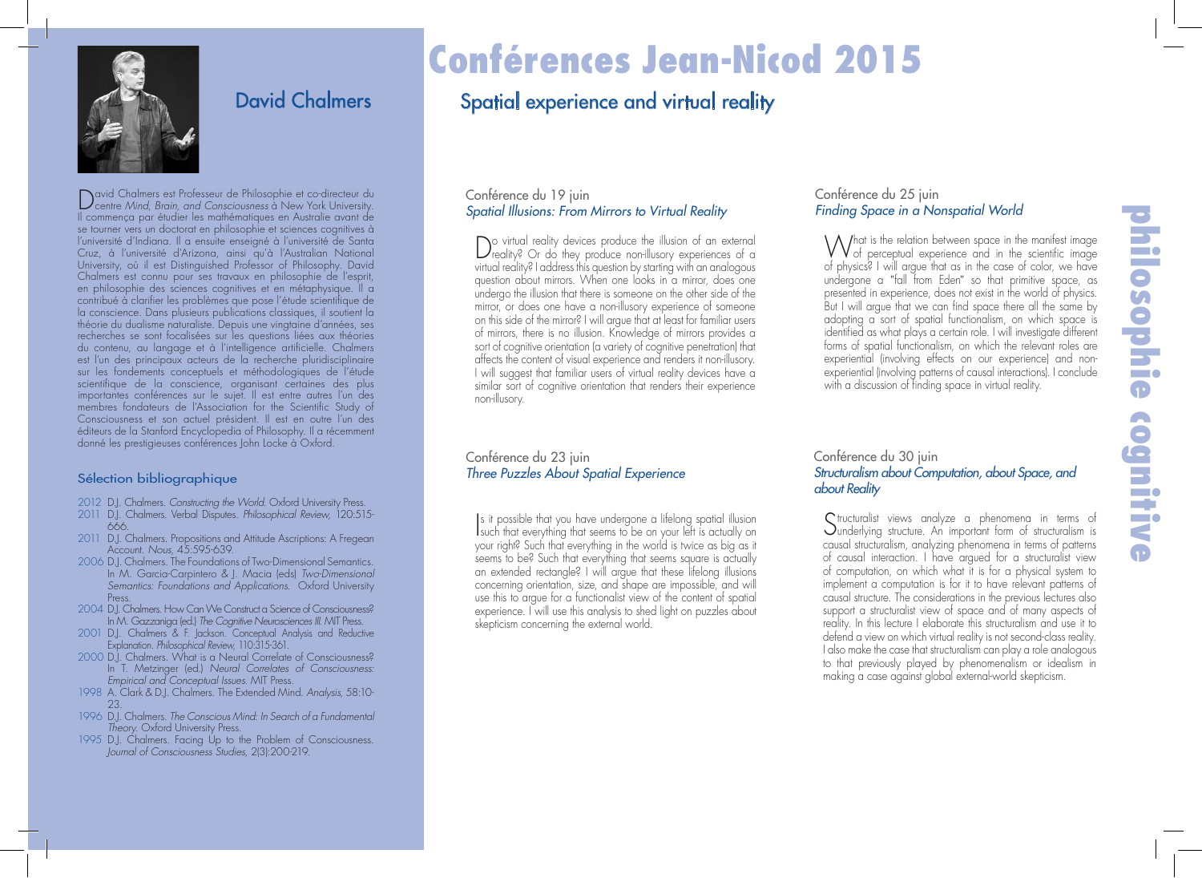# Conférences Jean-Nicod 2015

## David Chalmers

## Spatial experience and virtual reality

David Chalmers est Professeur de Philosophie et co-directeur du centre *Mind, Brain, and Consciousness* à New York University. Il commença par étudier les mathématiques en Australie avant de se tourner vers un doctorat en philosophie et sciences cognitives à l'université d'Indiana. Il a ensuite enseigné à l'université de Santa Cruz, à l'université d'Arizona, ainsi qu'à l'Australian National University, où il est Distinguished Professor of Philosophy. David Chalmers est connu pour ses travaux en philosophie de l'esprit, en philosophie des sciences cognitives et en métaphysique. Il a contribué à clarifier les problèmes que pose l'étude scientifique de la conscience. Dans plusieurs publications classiques, il soutient la théorie du dualisme naturaliste. Depuis une vingtaine d'années, ses recherches se sont focalisées sur les questions liées aux théories du contenu, au langage et à l'intelligence artificielle. Chalmers est l'un des principaux acteurs de la recherche pluridisciplinaire sur les fondements conceptuels et méthodologiques de l'étude scientifique de la conscience, organisant certaines des plus importantes conférences sur le sujet. Il est entre autres l'un des membres fondateurs de l'Association for the Scientific Study of Consciousness et son actuel président. Il est en outre l'un des éditeurs de la Stanford Encyclopedia of Philosophy. Il a récemment donné les prestigieuses conférences John Locke à Oxford.

### Sélection bibliographique

- 2012 D.J. Chalmers. *Constructing the World.* Oxford University Press.
- 2011 D.J. Chalmers. Verbal Disputes. *Philosophical Review,* 120:515-666.
- 2011 D.J. Chalmers. Propositions and Attitude Ascriptions: A Fregean Account. *Nous,* 45:595-639.
- 2006 D.J. Chalmers. The Foundations of Two-Dimensional Semantics. In M. Garcia-Carpintero & J. Macia (eds) *Two-Dimensional Semantics: Foundations and Applications.* Oxford University Press.
- 2004 D.J. Chalmers. How Can We Construct a Science of Consciousness? In M. Gazzaniga (ed.) *The Cognitive Neurosciences III.* MIT Press.
- 2001 D.J. Chalmers & F. Jackson. Conceptual Analysis and Reductive Explanation. *Philosophical Review,* 110:315-361.
- 2000 D.J. Chalmers. What is a Neural Correlate of Consciousness? In T. Metzinger (ed.) *Neural Correlates of Consciousness: Empirical and Conceptual Issues.* MIT Press.
- 1998 A. Clark & D.J. Chalmers. The Extended Mind. *Analysis,* 58:10-23.
- 1996 D.J. Chalmers. *The Conscious Mind: In Search of a Fundamental Theory.* Oxford University Press.
- 1995 D.J. Chalmers. Facing Up to the Problem of Consciousness. *Journal of Consciousness Studies,* 2(3):200-219.

### Conférence du 19 juin
*Spatial Illusions: From Mirrors to Virtual Reality*

Do virtual reality devices produce the illusion of an external reality? Or do they produce non-illusory experiences of a virtual reality? I address this question by starting with an analogous question about mirrors. When one looks in a mirror, does one undergo the illusion that there is someone on the other side of the mirror, or does one have a non-illusory experience of someone on this side of the mirror? I will argue that at least for familiar users of mirrors, there is no illusion. Knowledge of mirrors provides a sort of cognitive orientation (a variety of cognitive penetration) that affects the content of visual experience and renders it non-illusory. I will suggest that familiar users of virtual reality devices have a similar sort of cognitive orientation that renders their experience non-illusory.

### Conférence du 23 juin
*Three Puzzles About Spatial Experience*

Is it possible that you have undergone a lifelong spatial illusion such that everything that seems to be on your left is actually on your right? Such that everything in the world is twice as big as it seems to be? Such that everything that seems square is actually an extended rectangle? I will argue that these lifelong illusions concerning orientation, size, and shape are impossible, and will use this to argue for a functionalist view of the content of spatial experience. I will use this analysis to shed light on puzzles about skepticism concerning the external world.

### Conférence du 25 juin
*Finding Space in a Nonspatial World*

What is the relation between space in the manifest image of perceptual experience and in the scientific image of physics? I will argue that as in the case of color, we have undergone a "fall from Eden" so that primitive space, as presented in experience, does not exist in the world of physics. But I will argue that we can find space there all the same by adopting a sort of spatial functionalism, on which space is identified as what plays a certain role. I will investigate different forms of spatial functionalism, on which the relevant roles are experiential (involving effects on our experience) and non-experiential (involving patterns of causal interactions). I conclude with a discussion of finding space in virtual reality.

### Conférence du 30 juin
*Structuralism about Computation, about Space, and about Reality*

Structuralist views analyze a phenomena in terms of underlying structure. An important form of structuralism is causal structuralism, analyzing phenomena in terms of patterns of causal interaction. I have argued for a structuralist view of computation, on which what it is for a physical system to implement a computation is for it to have relevant patterns of causal structure. The considerations in the previous lectures also support a structuralist view of space and of many aspects of reality. In this lecture I elaborate this structuralism and use it to defend a view on which virtual reality is not second-class reality. I also make the case that structuralism can play a role analogous to that previously played by phenomenalism or idealism in making a case against global external-world skepticism.

**philosophie cognitive**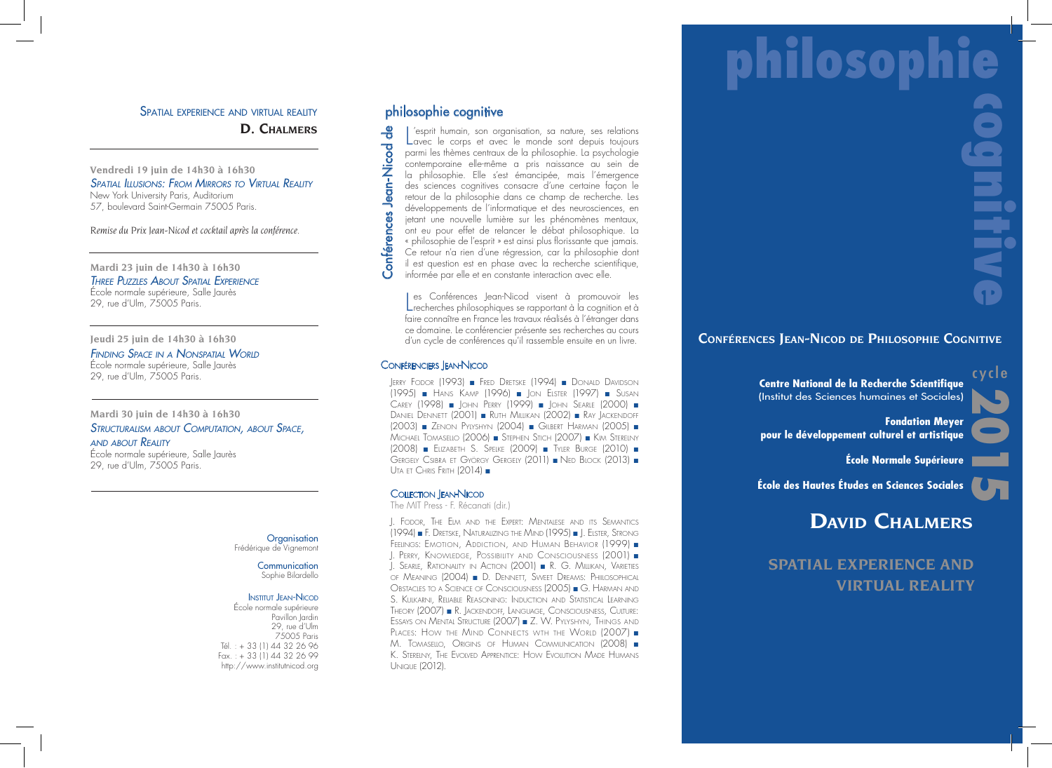## Spatial experience and virtual reality

**D. Chalmers**

**Vendredi 19 juin de 14h30 à 16h30**
*Spatial Illusions: From Mirrors to Virtual Reality*
New York University Paris, Auditorium
57, boulevard Saint-Germain 75005 Paris.

*Remise du Prix Jean-Nicod et cocktail après la conférence.*

**Mardi 23 juin de 14h30 à 16h30**
*Three Puzzles About Spatial Experience*
École normale supérieure, Salle Jaurès
29, rue d'Ulm, 75005 Paris.

**Jeudi 25 juin de 14h30 à 16h30**
*Finding Space in a Nonspatial World*
École normale supérieure, Salle Jaurès
29, rue d'Ulm, 75005 Paris.

**Mardi 30 juin de 14h30 à 16h30**
*Structuralism about Computation, about Space, and about Reality*
École normale supérieure, Salle Jaurès
29, rue d'Ulm, 75005 Paris.

Organisation
Frédérique de Vignemont

Communication
Sophie Bilardello

Institut Jean-Nicod
École normale supérieure
Pavillon Jardin
29, rue d'Ulm
75005 Paris
Tél. : + 33 (1) 44 32 26 96
Fax. : + 33 (1) 44 32 26 99
http://www.institutnicod.org

## Conférences Jean-Nicod de philosophie cognitive

L'esprit humain, son organisation, sa nature, ses relations avec le corps et avec le monde sont depuis toujours parmi les thèmes centraux de la philosophie. La psychologie contemporaine elle-même a pris naissance au sein de la philosophie. Elle s'est émancipée, mais l'émergence des sciences cognitives consacre d'une certaine façon le retour de la philosophie dans ce champ de recherche. Les développements de l'informatique et des neurosciences, en jetant une nouvelle lumière sur les phénomènes mentaux, ont eu pour effet de relancer le débat philosophique. La « philosophie de l'esprit » est ainsi plus florissante que jamais. Ce retour n'a rien d'une régression, car la philosophie dont il est question est en phase avec la recherche scientifique, informée par elle et en constante interaction avec elle.

Les Conférences Jean-Nicod visent à promouvoir les recherches philosophiques se rapportant à la cognition et à faire connaître en France les travaux réalisés à l'étranger dans ce domaine. Le conférencier présente ses recherches au cours d'un cycle de conférences qu'il rassemble ensuite en un livre.

### Conférenciers Jean-Nicod

Jerry Fodor (1993) ■ Fred Dretske (1994) ■ Donald Davidson (1995) ■ Hans Kamp (1996) ■ Jon Elster (1997) ■ Susan Carey (1998) ■ John Perry (1999) ■ John Searle (2000) ■ Daniel Dennett (2001) ■ Ruth Millikan (2002) ■ Ray Jackendoff (2003) ■ Zenon Pylyshyn (2004) ■ Gilbert Harman (2005) ■ Michael Tomasello (2006) ■ Stephen Stich (2007) ■ Kim Sterelny (2008) ■ Elizabeth S. Spelke (2009) ■ Tyler Burge (2010) ■ Gergely Csibra et György Gergely (2011) ■ Ned Block (2013) ■ Uta et Chris Frith (2014) ■

### Collection Jean-Nicod

The MIT Press - F. Récanati (dir.)

J. Fodor, The Elm and the Expert: Mentalese and its Semantics (1994) ■ F. Dretske, Naturalizing the Mind (1995) ■ J. Elster, Strong Feelings: Emotion, Addiction, and Human Behavior (1999) ■ J. Perry, Knowledge, Possibility and Consciousness (2001) ■ J. Searle, Rationality in Action (2001) ■ R. G. Millikan, Varieties of Meaning (2004) ■ D. Dennett, Sweet Dreams: Philosophical Obstacles to a Science of Consciousness (2005) ■ G. Harman and S. Kulkarni, Reliable Reasoning: Induction and Statistical Learning Theory (2007) ■ R. Jackendoff, Language, Consciousness, Culture: Essays on Mental Structure (2007) ■ Z. W. Pylyshyn, Things and Places: How the Mind Connects with the World (2007) ■ M. Tomasello, Origins of Human Communication (2008) ■ K. Sterelny, The Evolved Apprentice: How Evolution Made Humans Unique (2012).

# philosophie cognitive

## Conférences Jean-Nicod de Philosophie Cognitive

cycle 2015

**Centre National de la Recherche Scientifique**
(Institut des Sciences humaines et Sociales)

**Fondation Meyer pour le développement culturel et artistique**

**École Normale Supérieure**

**École des Hautes Études en Sciences Sociales**

## David Chalmers

### SPATIAL EXPERIENCE AND VIRTUAL REALITY